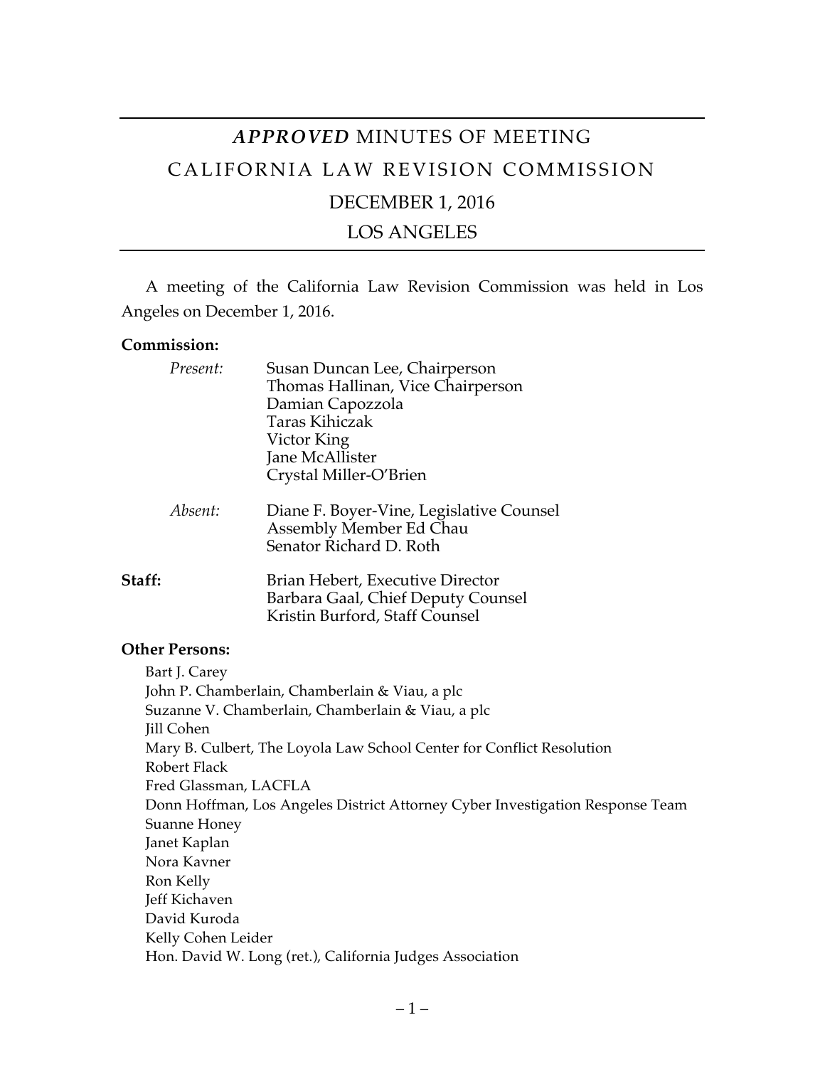# *APPROVED* MINUTES OF MEETING

# CALIFORNIA LAW REVISION COMMISSION

## DECEMBER 1, 2016

## LOS ANGELES

A meeting of the California Law Revision Commission was held in Los Angeles on December 1, 2016.

**Commission:**

*Present:*
Susan Duncan Lee, Chairperson
Thomas Hallinan, Vice Chairperson
Damian Capozzola
Taras Kihiczak
Victor King
Jane McAllister
Crystal Miller-O'Brien

*Absent:*
Diane F. Boyer-Vine, Legislative Counsel
Assembly Member Ed Chau
Senator Richard D. Roth

**Staff:**
Brian Hebert, Executive Director
Barbara Gaal, Chief Deputy Counsel
Kristin Burford, Staff Counsel

**Other Persons:**

Bart J. Carey
John P. Chamberlain, Chamberlain & Viau, a plc
Suzanne V. Chamberlain, Chamberlain & Viau, a plc
Jill Cohen
Mary B. Culbert, The Loyola Law School Center for Conflict Resolution
Robert Flack
Fred Glassman, LACFLA
Donn Hoffman, Los Angeles District Attorney Cyber Investigation Response Team
Suanne Honey
Janet Kaplan
Nora Kavner
Ron Kelly
Jeff Kichaven
David Kuroda
Kelly Cohen Leider
Hon. David W. Long (ret.), California Judges Association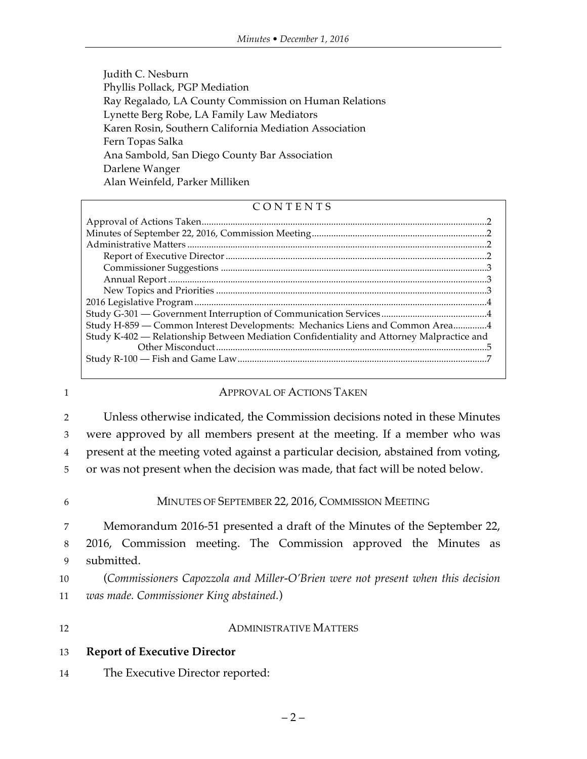Judith C. Nesburn
Phyllis Pollack, PGP Mediation
Ray Regalado, LA County Commission on Human Relations
Lynette Berg Robe, LA Family Law Mediators
Karen Rosin, Southern California Mediation Association
Fern Topas Salka
Ana Sambold, San Diego County Bar Association
Darlene Wanger
Alan Weinfeld, Parker Milliken

CONTENTS

Approval of Actions Taken ....... 2
Minutes of September 22, 2016, Commission Meeting ....... 2
Administrative Matters ....... 2
  Report of Executive Director ....... 2
  Commissioner Suggestions ....... 3
  Annual Report ....... 3
  New Topics and Priorities ....... 3
2016 Legislative Program ....... 4
Study G-301 — Government Interruption of Communication Services ....... 4
Study H-859 — Common Interest Developments: Mechanics Liens and Common Area ....... 4
Study K-402 — Relationship Between Mediation Confidentiality and Attorney Malpractice and Other Misconduct ....... 5
Study R-100 — Fish and Game Law ....... 7

## APPROVAL OF ACTIONS TAKEN

Unless otherwise indicated, the Commission decisions noted in these Minutes were approved by all members present at the meeting. If a member who was present at the meeting voted against a particular decision, abstained from voting, or was not present when the decision was made, that fact will be noted below.

## MINUTES OF SEPTEMBER 22, 2016, COMMISSION MEETING

Memorandum 2016-51 presented a draft of the Minutes of the September 22, 2016, Commission meeting. The Commission approved the Minutes as submitted.

(*Commissioners Capozzola and Miller-O'Brien were not present when this decision was made. Commissioner King abstained.*)

## ADMINISTRATIVE MATTERS

**Report of Executive Director**

The Executive Director reported: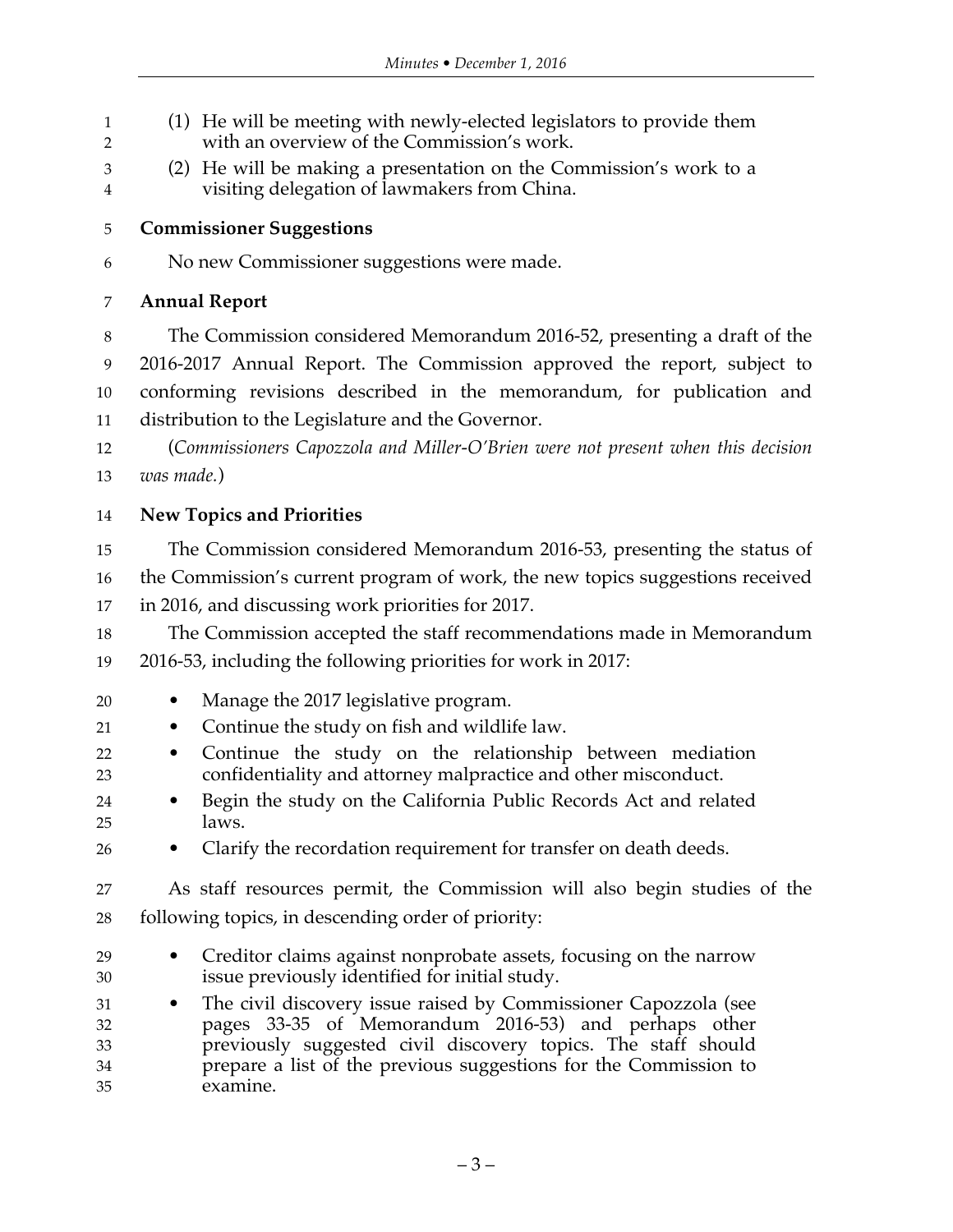(1) He will be meeting with newly-elected legislators to provide them with an overview of the Commission's work.

(2) He will be making a presentation on the Commission's work to a visiting delegation of lawmakers from China.

**Commissioner Suggestions**

No new Commissioner suggestions were made.

**Annual Report**

The Commission considered Memorandum 2016-52, presenting a draft of the 2016-2017 Annual Report. The Commission approved the report, subject to conforming revisions described in the memorandum, for publication and distribution to the Legislature and the Governor.

(*Commissioners Capozzola and Miller-O'Brien were not present when this decision was made.*)

**New Topics and Priorities**

The Commission considered Memorandum 2016-53, presenting the status of the Commission's current program of work, the new topics suggestions received in 2016, and discussing work priorities for 2017.

The Commission accepted the staff recommendations made in Memorandum 2016-53, including the following priorities for work in 2017:

- Manage the 2017 legislative program.
- Continue the study on fish and wildlife law.
- Continue the study on the relationship between mediation confidentiality and attorney malpractice and other misconduct.
- Begin the study on the California Public Records Act and related laws.
- Clarify the recordation requirement for transfer on death deeds.

As staff resources permit, the Commission will also begin studies of the following topics, in descending order of priority:

- Creditor claims against nonprobate assets, focusing on the narrow issue previously identified for initial study.
- The civil discovery issue raised by Commissioner Capozzola (see pages 33-35 of Memorandum 2016-53) and perhaps other previously suggested civil discovery topics. The staff should prepare a list of the previous suggestions for the Commission to examine.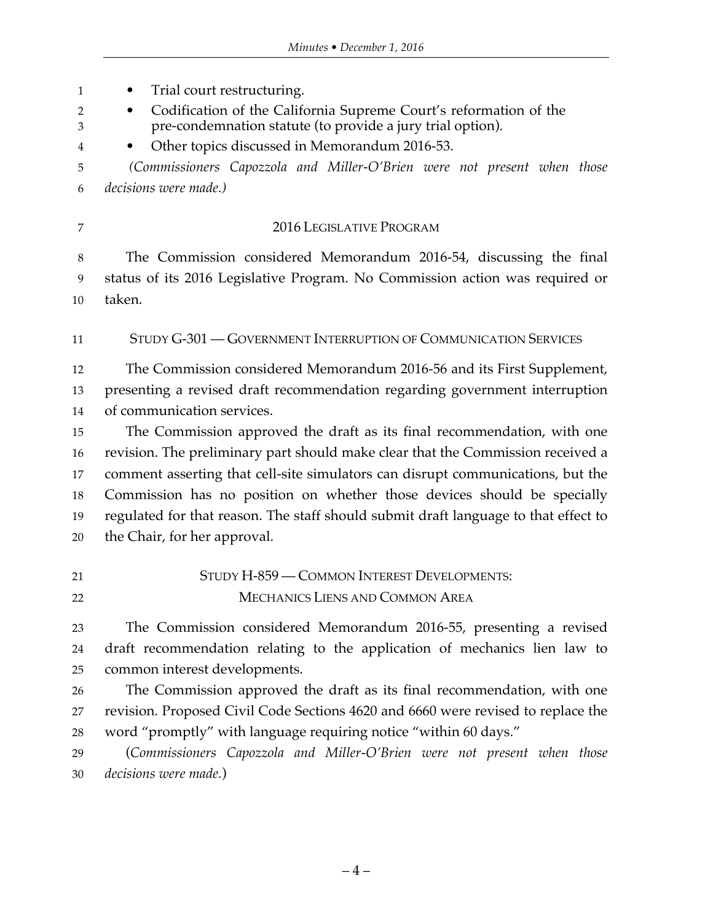- Trial court restructuring.
- Codification of the California Supreme Court's reformation of the pre-condemnation statute (to provide a jury trial option).
- Other topics discussed in Memorandum 2016-53.

*(Commissioners Capozzola and Miller-O'Brien were not present when those decisions were made.)*

## 2016 LEGISLATIVE PROGRAM

The Commission considered Memorandum 2016-54, discussing the final status of its 2016 Legislative Program. No Commission action was required or taken.

## STUDY G-301 — GOVERNMENT INTERRUPTION OF COMMUNICATION SERVICES

The Commission considered Memorandum 2016-56 and its First Supplement, presenting a revised draft recommendation regarding government interruption of communication services.

The Commission approved the draft as its final recommendation, with one revision. The preliminary part should make clear that the Commission received a comment asserting that cell-site simulators can disrupt communications, but the Commission has no position on whether those devices should be specially regulated for that reason. The staff should submit draft language to that effect to the Chair, for her approval.

## STUDY H-859 — COMMON INTEREST DEVELOPMENTS: MECHANICS LIENS AND COMMON AREA

The Commission considered Memorandum 2016-55, presenting a revised draft recommendation relating to the application of mechanics lien law to common interest developments.

The Commission approved the draft as its final recommendation, with one revision. Proposed Civil Code Sections 4620 and 6660 were revised to replace the word "promptly" with language requiring notice "within 60 days."

(*Commissioners Capozzola and Miller-O'Brien were not present when those decisions were made.*)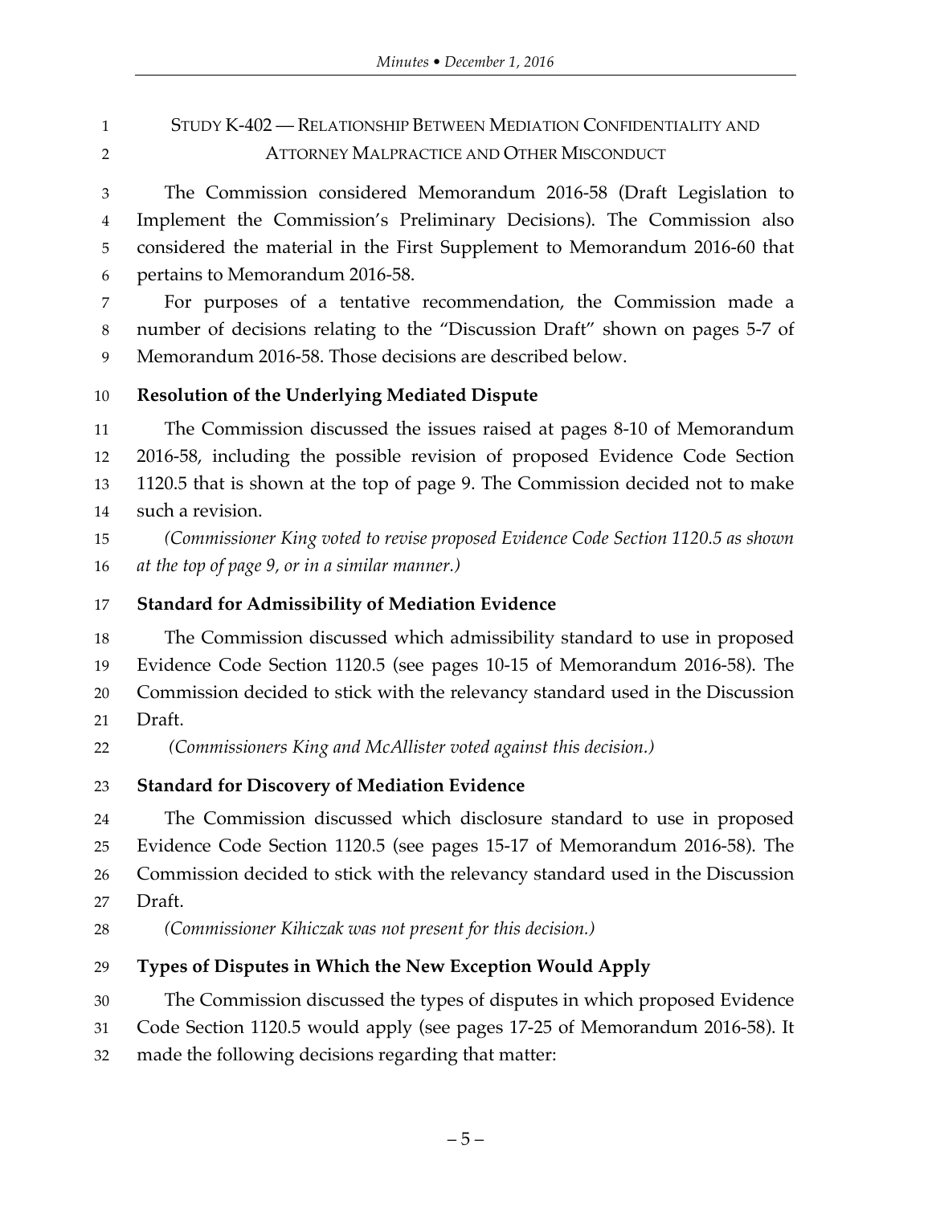## STUDY K-402 — RELATIONSHIP BETWEEN MEDIATION CONFIDENTIALITY AND ATTORNEY MALPRACTICE AND OTHER MISCONDUCT

The Commission considered Memorandum 2016-58 (Draft Legislation to Implement the Commission's Preliminary Decisions). The Commission also considered the material in the First Supplement to Memorandum 2016-60 that pertains to Memorandum 2016-58.

For purposes of a tentative recommendation, the Commission made a number of decisions relating to the "Discussion Draft" shown on pages 5-7 of Memorandum 2016-58. Those decisions are described below.

**Resolution of the Underlying Mediated Dispute**

The Commission discussed the issues raised at pages 8-10 of Memorandum 2016-58, including the possible revision of proposed Evidence Code Section 1120.5 that is shown at the top of page 9. The Commission decided not to make such a revision.

*(Commissioner King voted to revise proposed Evidence Code Section 1120.5 as shown at the top of page 9, or in a similar manner.)*

**Standard for Admissibility of Mediation Evidence**

The Commission discussed which admissibility standard to use in proposed Evidence Code Section 1120.5 (see pages 10-15 of Memorandum 2016-58). The Commission decided to stick with the relevancy standard used in the Discussion Draft.

*(Commissioners King and McAllister voted against this decision.)*

**Standard for Discovery of Mediation Evidence**

The Commission discussed which disclosure standard to use in proposed Evidence Code Section 1120.5 (see pages 15-17 of Memorandum 2016-58). The Commission decided to stick with the relevancy standard used in the Discussion Draft.

*(Commissioner Kihiczak was not present for this decision.)*

**Types of Disputes in Which the New Exception Would Apply**

The Commission discussed the types of disputes in which proposed Evidence Code Section 1120.5 would apply (see pages 17-25 of Memorandum 2016-58). It made the following decisions regarding that matter: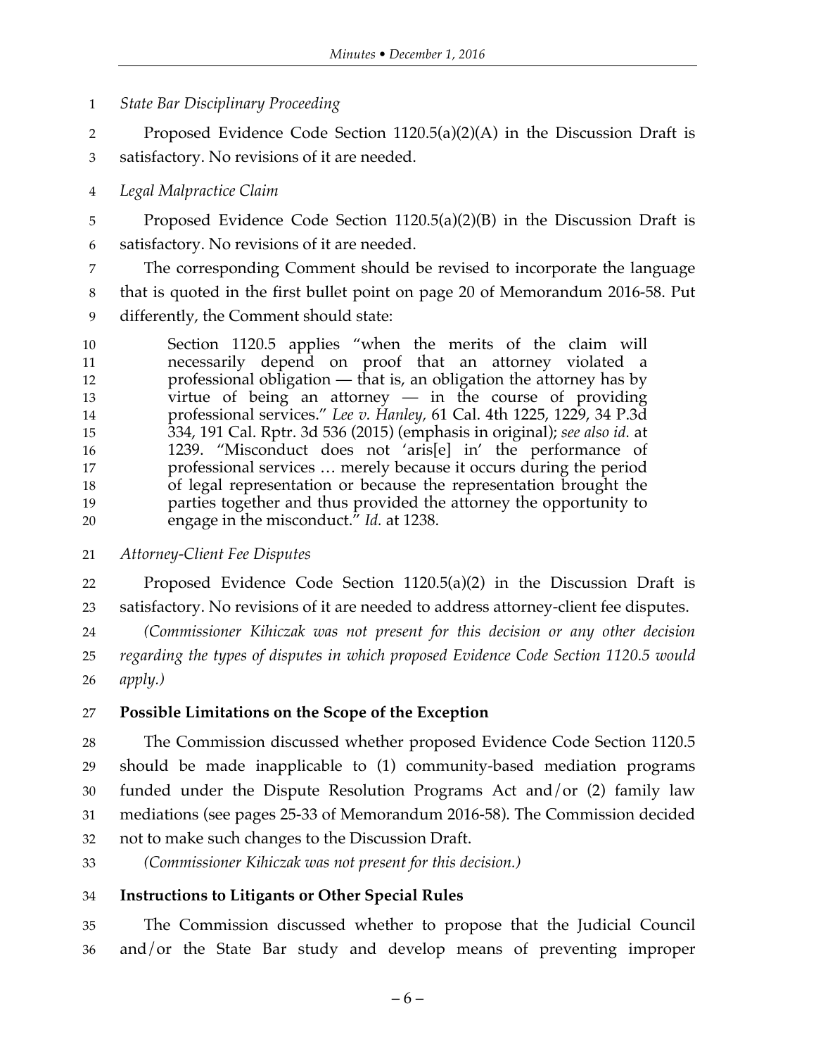*State Bar Disciplinary Proceeding*

Proposed Evidence Code Section 1120.5(a)(2)(A) in the Discussion Draft is satisfactory. No revisions of it are needed.

*Legal Malpractice Claim*

Proposed Evidence Code Section 1120.5(a)(2)(B) in the Discussion Draft is satisfactory. No revisions of it are needed.

The corresponding Comment should be revised to incorporate the language that is quoted in the first bullet point on page 20 of Memorandum 2016-58. Put differently, the Comment should state:

> Section 1120.5 applies "when the merits of the claim will necessarily depend on proof that an attorney violated a professional obligation — that is, an obligation the attorney has by virtue of being an attorney — in the course of providing professional services." *Lee v. Hanley,* 61 Cal. 4th 1225, 1229, 34 P.3d 334, 191 Cal. Rptr. 3d 536 (2015) (emphasis in original); *see also id.* at 1239. "Misconduct does not 'aris[e] in' the performance of professional services … merely because it occurs during the period of legal representation or because the representation brought the parties together and thus provided the attorney the opportunity to engage in the misconduct." *Id.* at 1238.

*Attorney-Client Fee Disputes*

Proposed Evidence Code Section 1120.5(a)(2) in the Discussion Draft is satisfactory. No revisions of it are needed to address attorney-client fee disputes.

*(Commissioner Kihiczak was not present for this decision or any other decision regarding the types of disputes in which proposed Evidence Code Section 1120.5 would apply.)*

**Possible Limitations on the Scope of the Exception**

The Commission discussed whether proposed Evidence Code Section 1120.5 should be made inapplicable to (1) community-based mediation programs funded under the Dispute Resolution Programs Act and/or (2) family law mediations (see pages 25-33 of Memorandum 2016-58). The Commission decided not to make such changes to the Discussion Draft.

*(Commissioner Kihiczak was not present for this decision.)*

**Instructions to Litigants or Other Special Rules**

The Commission discussed whether to propose that the Judicial Council and/or the State Bar study and develop means of preventing improper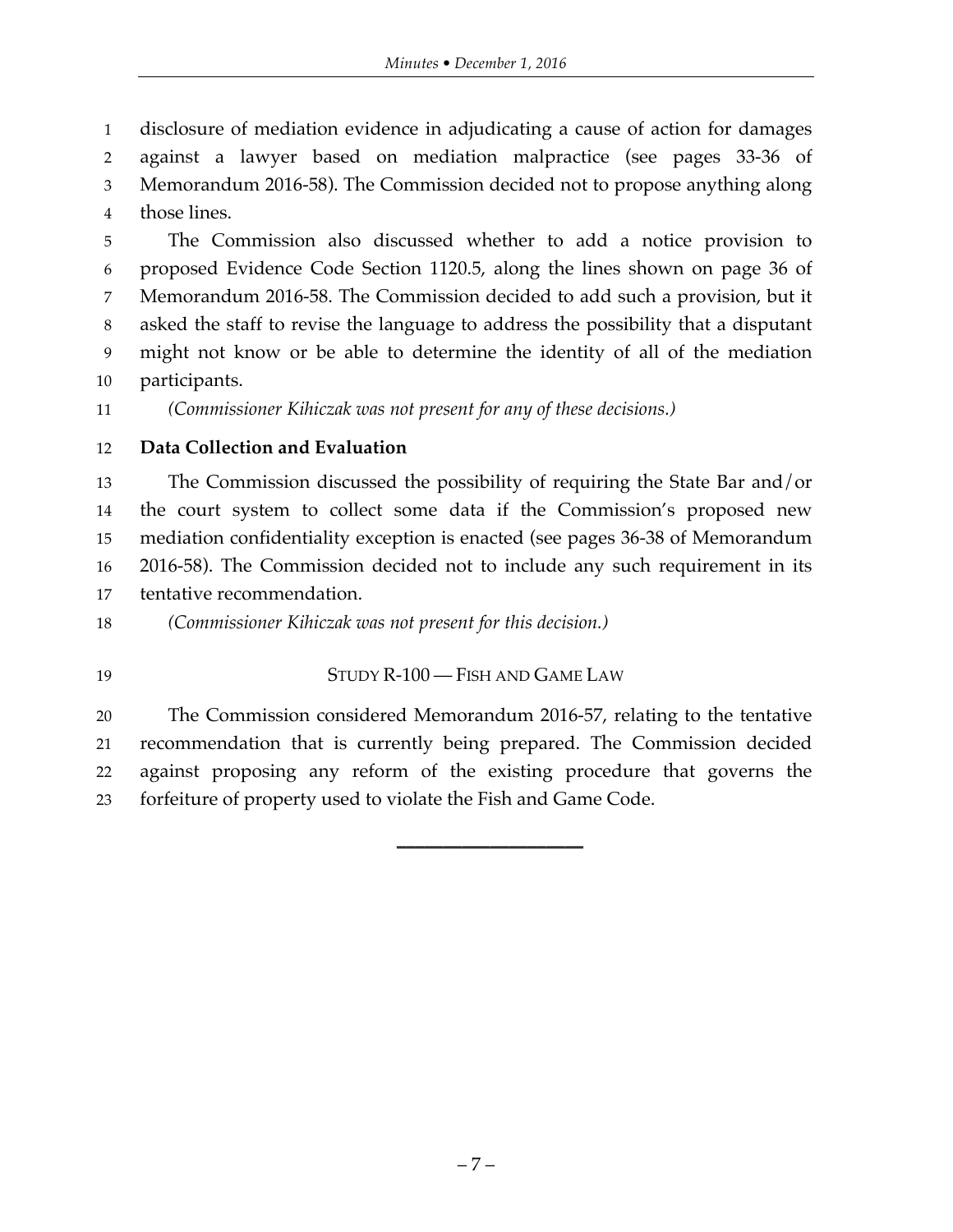disclosure of mediation evidence in adjudicating a cause of action for damages against a lawyer based on mediation malpractice (see pages 33-36 of Memorandum 2016-58). The Commission decided not to propose anything along those lines.

The Commission also discussed whether to add a notice provision to proposed Evidence Code Section 1120.5, along the lines shown on page 36 of Memorandum 2016-58. The Commission decided to add such a provision, but it asked the staff to revise the language to address the possibility that a disputant might not know or be able to determine the identity of all of the mediation participants.

*(Commissioner Kihiczak was not present for any of these decisions.)*

**Data Collection and Evaluation**

The Commission discussed the possibility of requiring the State Bar and/or the court system to collect some data if the Commission's proposed new mediation confidentiality exception is enacted (see pages 36-38 of Memorandum 2016-58). The Commission decided not to include any such requirement in its tentative recommendation.

*(Commissioner Kihiczak was not present for this decision.)*

## STUDY R-100 — FISH AND GAME LAW

The Commission considered Memorandum 2016-57, relating to the tentative recommendation that is currently being prepared. The Commission decided against proposing any reform of the existing procedure that governs the forfeiture of property used to violate the Fish and Game Code.